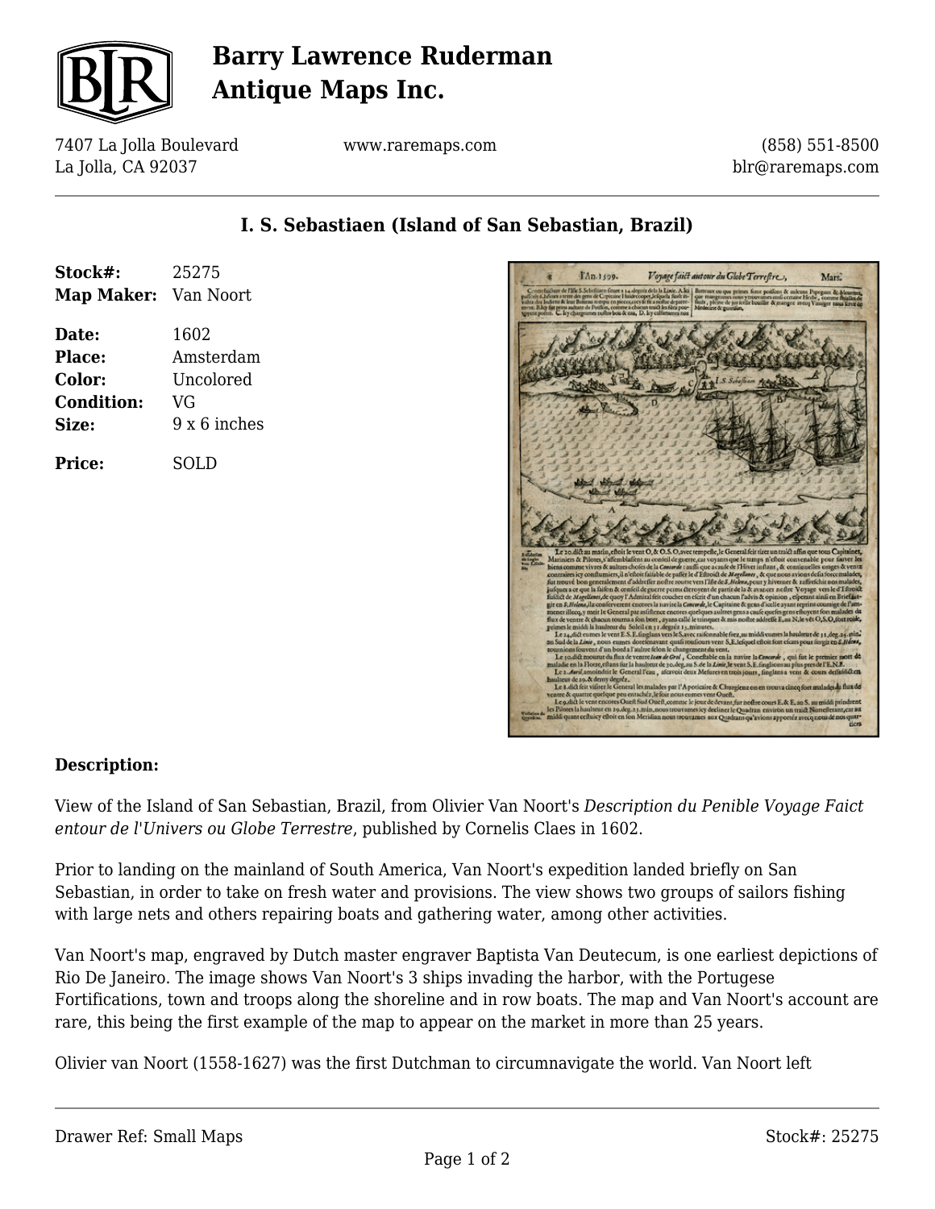# Barry Lawrence Ruderman Antique Maps Inc.

7407 La Jolla Boulevard
La Jolla, CA 92037

www.raremaps.com

(858) 551-8500
blr@raremaps.com

## I. S. Sebastiaen (Island of San Sebastian, Brazil)

**Stock#:** 25275
**Map Maker:** Van Noort

**Date:** 1602
**Place:** Amsterdam
**Color:** Uncolored
**Condition:** VG
**Size:** 9 x 6 inches

**Price:** SOLD

### Description:

View of the Island of San Sebastian, Brazil, from Olivier Van Noort's *Description du Penible Voyage Faict entour de l'Univers ou Globe Terrestre*, published by Cornelis Claes in 1602.

Prior to landing on the mainland of South America, Van Noort's expedition landed briefly on San Sebastian, in order to take on fresh water and provisions. The view shows two groups of sailors fishing with large nets and others repairing boats and gathering water, among other activities.

Van Noort's map, engraved by Dutch master engraver Baptista Van Deutecum, is one earliest depictions of Rio De Janeiro. The image shows Van Noort's 3 ships invading the harbor, with the Portugese Fortifications, town and troops along the shoreline and in row boats. The map and Van Noort's account are rare, this being the first example of the map to appear on the market in more than 25 years.

Olivier van Noort (1558-1627) was the first Dutchman to circumnavigate the world. Van Noort left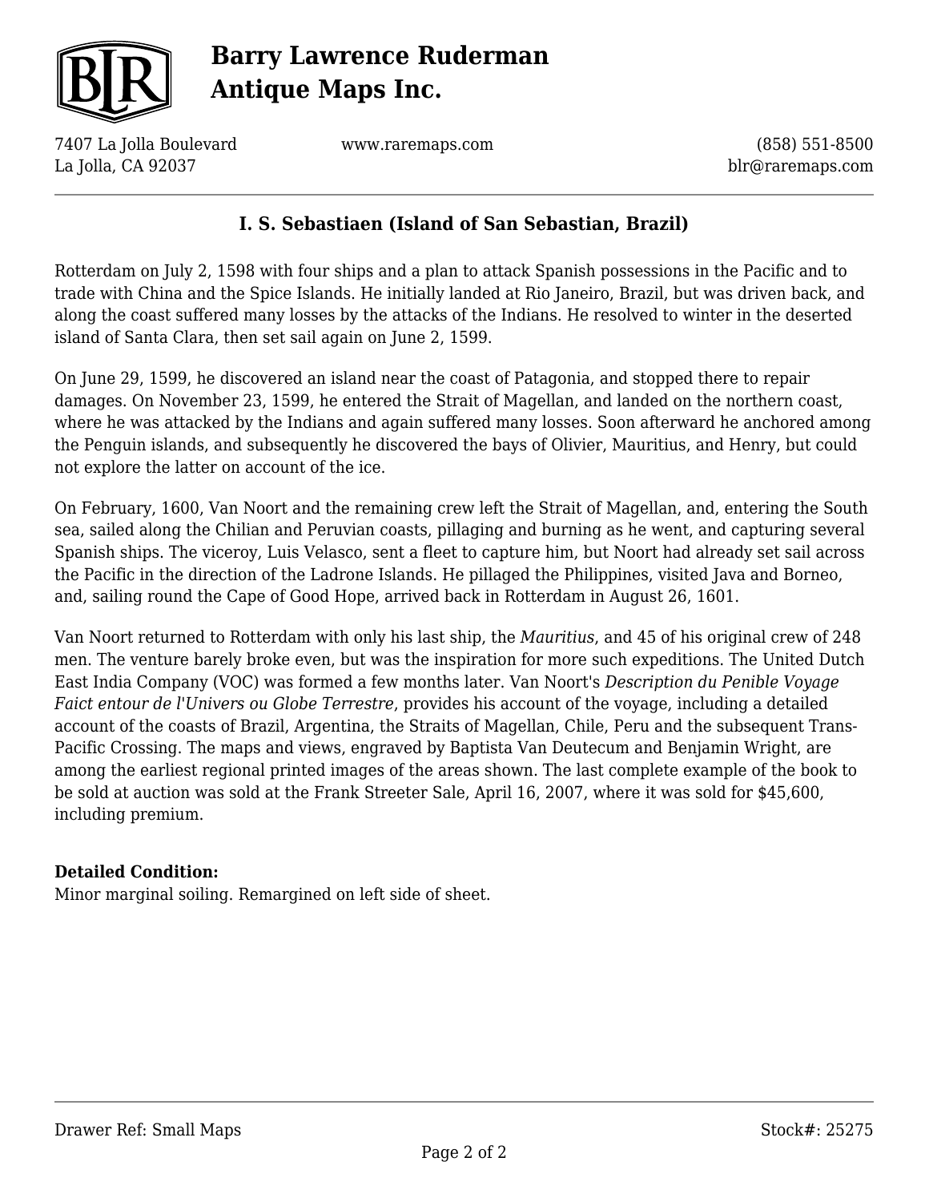## I. S. Sebastiaen (Island of San Sebastian, Brazil)

Rotterdam on July 2, 1598 with four ships and a plan to attack Spanish possessions in the Pacific and to trade with China and the Spice Islands. He initially landed at Rio Janeiro, Brazil, but was driven back, and along the coast suffered many losses by the attacks of the Indians. He resolved to winter in the deserted island of Santa Clara, then set sail again on June 2, 1599.

On June 29, 1599, he discovered an island near the coast of Patagonia, and stopped there to repair damages. On November 23, 1599, he entered the Strait of Magellan, and landed on the northern coast, where he was attacked by the Indians and again suffered many losses. Soon afterward he anchored among the Penguin islands, and subsequently he discovered the bays of Olivier, Mauritius, and Henry, but could not explore the latter on account of the ice.

On February, 1600, Van Noort and the remaining crew left the Strait of Magellan, and, entering the South sea, sailed along the Chilian and Peruvian coasts, pillaging and burning as he went, and capturing several Spanish ships. The viceroy, Luis Velasco, sent a fleet to capture him, but Noort had already set sail across the Pacific in the direction of the Ladrone Islands. He pillaged the Philippines, visited Java and Borneo, and, sailing round the Cape of Good Hope, arrived back in Rotterdam in August 26, 1601.

Van Noort returned to Rotterdam with only his last ship, the *Mauritius*, and 45 of his original crew of 248 men. The venture barely broke even, but was the inspiration for more such expeditions. The United Dutch East India Company (VOC) was formed a few months later. Van Noort's *Description du Penible Voyage Faict entour de l'Univers ou Globe Terrestre*, provides his account of the voyage, including a detailed account of the coasts of Brazil, Argentina, the Straits of Magellan, Chile, Peru and the subsequent Trans-Pacific Crossing. The maps and views, engraved by Baptista Van Deutecum and Benjamin Wright, are among the earliest regional printed images of the areas shown. The last complete example of the book to be sold at auction was sold at the Frank Streeter Sale, April 16, 2007, where it was sold for $45,600, including premium.

**Detailed Condition:**
Minor marginal soiling. Remargined on left side of sheet.

Drawer Ref: Small Maps

Stock#: 25275